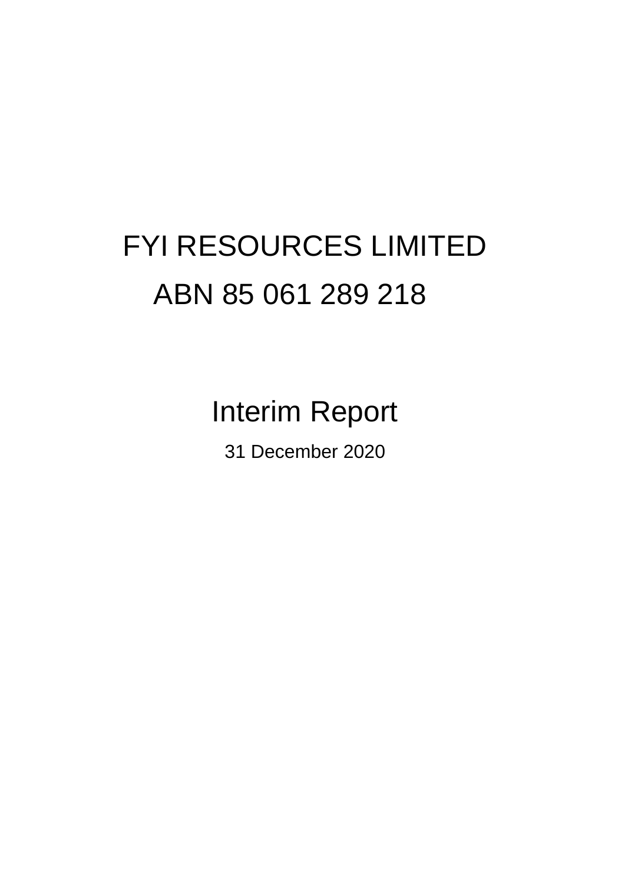# FYI RESOURCES LIMITED

## ABN 85 061 289 218

## Interim Report

31 December 2020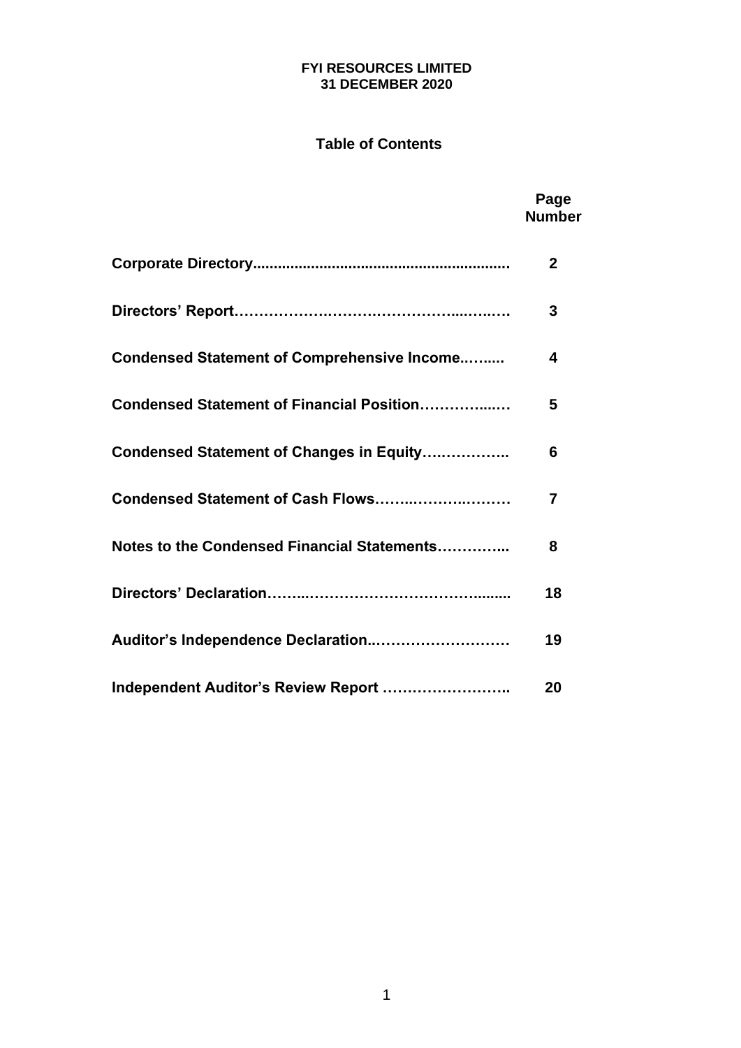**FYI RESOURCES LIMITED**
**31 DECEMBER 2020**

## Table of Contents

| | Page Number |
|---|---|
| **Corporate Directory** | **2** |
| **Directors' Report** | **3** |
| **Condensed Statement of Comprehensive Income** | **4** |
| **Condensed Statement of Financial Position** | **5** |
| **Condensed Statement of Changes in Equity** | **6** |
| **Condensed Statement of Cash Flows** | **7** |
| **Notes to the Condensed Financial Statements** | **8** |
| **Directors' Declaration** | **18** |
| **Auditor's Independence Declaration** | **19** |
| **Independent Auditor's Review Report** | **20** |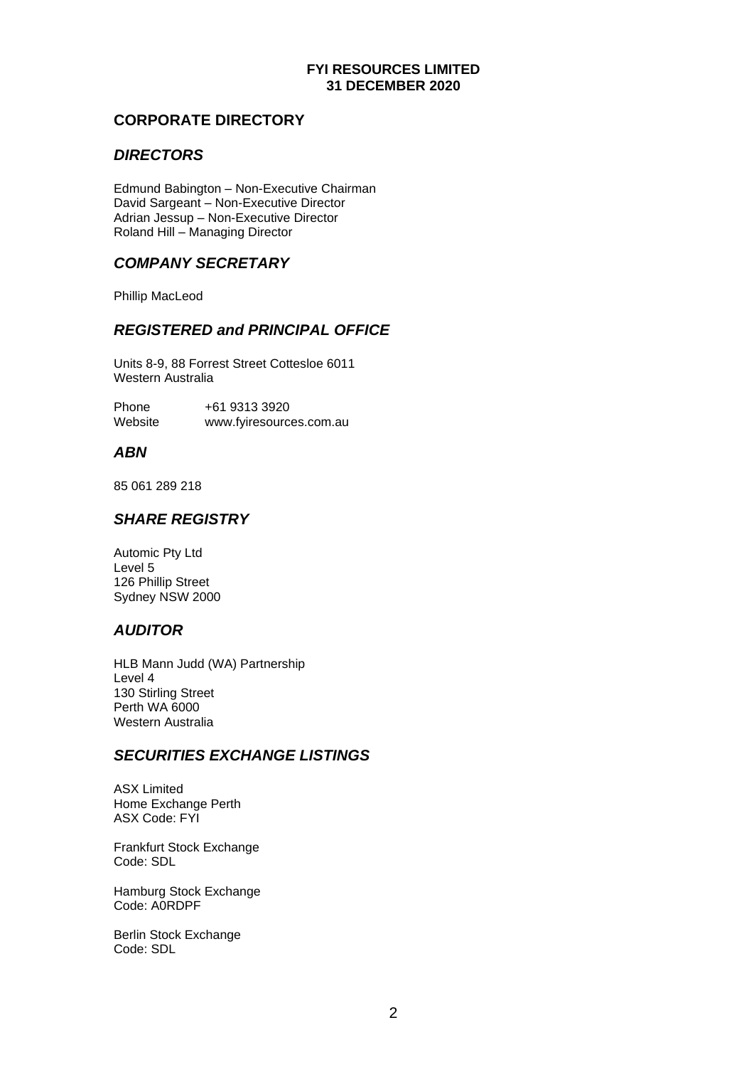# CORPORATE DIRECTORY

## *DIRECTORS*

Edmund Babington – Non-Executive Chairman
David Sargeant – Non-Executive Director
Adrian Jessup – Non-Executive Director
Roland Hill – Managing Director

## *COMPANY SECRETARY*

Phillip MacLeod

## *REGISTERED and PRINCIPAL OFFICE*

Units 8-9, 88 Forrest Street Cottesloe 6011
Western Australia

Phone +61 9313 3920
Website www.fyiresources.com.au

## *ABN*

85 061 289 218

## *SHARE REGISTRY*

Automic Pty Ltd
Level 5
126 Phillip Street
Sydney NSW 2000

## *AUDITOR*

HLB Mann Judd (WA) Partnership
Level 4
130 Stirling Street
Perth WA 6000
Western Australia

## *SECURITIES EXCHANGE LISTINGS*

ASX Limited
Home Exchange Perth
ASX Code: FYI

Frankfurt Stock Exchange
Code: SDL

Hamburg Stock Exchange
Code: A0RDPF

Berlin Stock Exchange
Code: SDL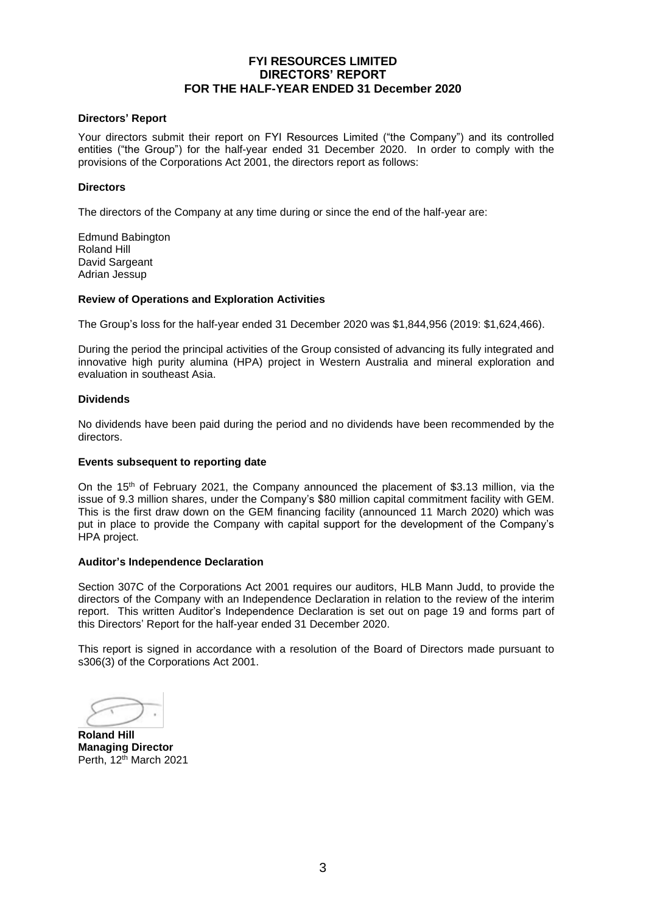# FYI RESOURCES LIMITED
# DIRECTORS' REPORT
# FOR THE HALF-YEAR ENDED 31 December 2020

**Directors' Report**

Your directors submit their report on FYI Resources Limited ("the Company") and its controlled entities ("the Group") for the half-year ended 31 December 2020. In order to comply with the provisions of the Corporations Act 2001, the directors report as follows:

**Directors**

The directors of the Company at any time during or since the end of the half-year are:

Edmund Babington
Roland Hill
David Sargeant
Adrian Jessup

**Review of Operations and Exploration Activities**

The Group's loss for the half-year ended 31 December 2020 was $1,844,956 (2019: $1,624,466).

During the period the principal activities of the Group consisted of advancing its fully integrated and innovative high purity alumina (HPA) project in Western Australia and mineral exploration and evaluation in southeast Asia.

**Dividends**

No dividends have been paid during the period and no dividends have been recommended by the directors.

**Events subsequent to reporting date**

On the 15th of February 2021, the Company announced the placement of $3.13 million, via the issue of 9.3 million shares, under the Company's $80 million capital commitment facility with GEM. This is the first draw down on the GEM financing facility (announced 11 March 2020) which was put in place to provide the Company with capital support for the development of the Company's HPA project.

**Auditor's Independence Declaration**

Section 307C of the Corporations Act 2001 requires our auditors, HLB Mann Judd, to provide the directors of the Company with an Independence Declaration in relation to the review of the interim report. This written Auditor's Independence Declaration is set out on page 19 and forms part of this Directors' Report for the half-year ended 31 December 2020.

This report is signed in accordance with a resolution of the Board of Directors made pursuant to s306(3) of the Corporations Act 2001.

**Roland Hill**
**Managing Director**
Perth, 12th March 2021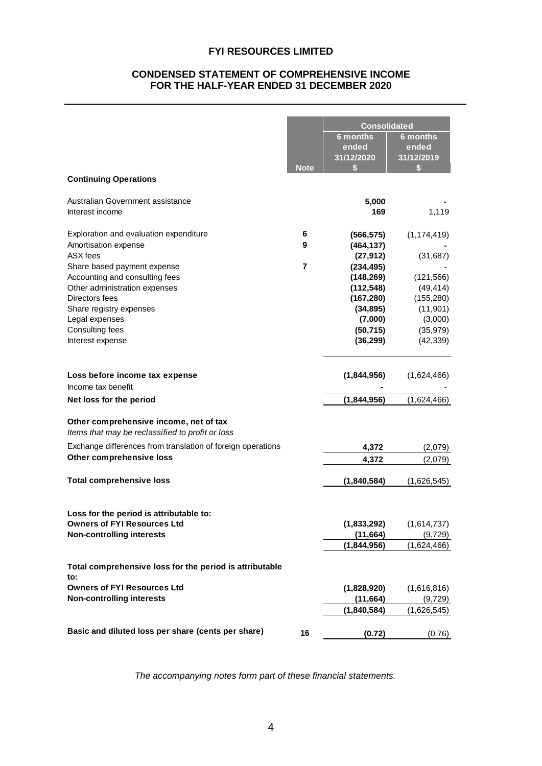# FYI RESOURCES LIMITED

## CONDENSED STATEMENT OF COMPREHENSIVE INCOME FOR THE HALF-YEAR ENDED 31 DECEMBER 2020

| | Note | Consolidated | |
|---|---|---|---|
| | | 6 months ended 31/12/2020 | 6 months ended 31/12/2019 |
| | | $ | $ |
| **Continuing Operations** | | | |
| Australian Government assistance | | **5,000** | - |
| Interest income | | **169** | 1,119 |
| Exploration and evaluation expenditure | 6 | **(566,575)** | (1,174,419) |
| Amortisation expense | 9 | **(464,137)** | - |
| ASX fees | | **(27,912)** | (31,687) |
| Share based payment expense | 7 | **(234,495)** | - |
| Accounting and consulting fees | | **(148,269)** | (121,566) |
| Other administration expenses | | **(112,548)** | (49,414) |
| Directors fees | | **(167,280)** | (155,280) |
| Share registry expenses | | **(34,895)** | (11,901) |
| Legal expenses | | **(7,000)** | (3,000) |
| Consulting fees | | **(50,715)** | (35,979) |
| Interest expense | | **(36,299)** | (42,339) |
| **Loss before income tax expense** | | **(1,844,956)** | (1,624,466) |
| Income tax benefit | | **-** | - |
| **Net loss for the period** | | **(1,844,956)** | (1,624,466) |
| **Other comprehensive income, net of tax** | | | |
| *Items that may be reclassified to profit or loss* | | | |
| Exchange differences from translation of foreign operations | | **4,372** | (2,079) |
| **Other comprehensive loss** | | **4,372** | (2,079) |
| **Total comprehensive loss** | | **(1,840,584)** | (1,626,545) |
| **Loss for the period is attributable to:** | | | |
| **Owners of FYI Resources Ltd** | | **(1,833,292)** | (1,614,737) |
| **Non-controlling interests** | | **(11,664)** | (9,729) |
| | | **(1,844,956)** | (1,624,466) |
| **Total comprehensive loss for the period is attributable to:** | | | |
| **Owners of FYI Resources Ltd** | | **(1,828,920)** | (1,616,816) |
| **Non-controlling interests** | | **(11,664)** | (9,729) |
| | | **(1,840,584)** | (1,626,545) |
| **Basic and diluted loss per share (cents per share)** | 16 | **(0.72)** | (0.76) |

*The accompanying notes form part of these financial statements.*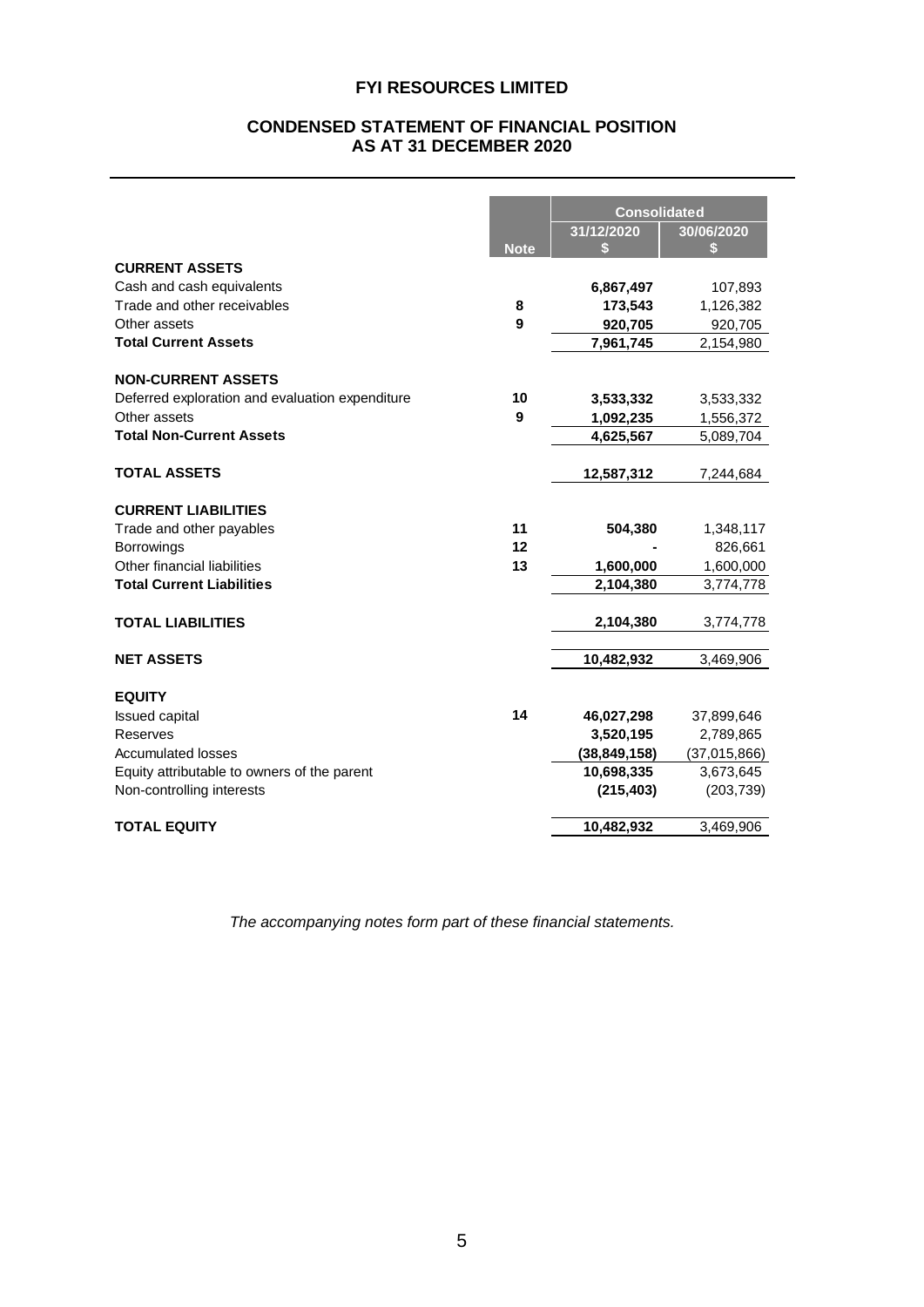# FYI RESOURCES LIMITED

## CONDENSED STATEMENT OF FINANCIAL POSITION
## AS AT 31 DECEMBER 2020

| | Note | Consolidated 31/12/2020 $ | Consolidated 30/06/2020 $ |
|---|---|---|---|
| **CURRENT ASSETS** | | | |
| Cash and cash equivalents | | **6,867,497** | 107,893 |
| Trade and other receivables | 8 | **173,543** | 1,126,382 |
| Other assets | 9 | **920,705** | 920,705 |
| **Total Current Assets** | | **7,961,745** | 2,154,980 |
| | | | |
| **NON-CURRENT ASSETS** | | | |
| Deferred exploration and evaluation expenditure | 10 | **3,533,332** | 3,533,332 |
| Other assets | 9 | **1,092,235** | 1,556,372 |
| **Total Non-Current Assets** | | **4,625,567** | 5,089,704 |
| | | | |
| **TOTAL ASSETS** | | **12,587,312** | 7,244,684 |
| | | | |
| **CURRENT LIABILITIES** | | | |
| Trade and other payables | 11 | **504,380** | 1,348,117 |
| Borrowings | 12 | **-** | 826,661 |
| Other financial liabilities | 13 | **1,600,000** | 1,600,000 |
| **Total Current Liabilities** | | **2,104,380** | 3,774,778 |
| | | | |
| **TOTAL LIABILITIES** | | **2,104,380** | 3,774,778 |
| | | | |
| **NET ASSETS** | | **10,482,932** | 3,469,906 |
| | | | |
| **EQUITY** | | | |
| Issued capital | 14 | **46,027,298** | 37,899,646 |
| Reserves | | **3,520,195** | 2,789,865 |
| Accumulated losses | | **(38,849,158)** | (37,015,866) |
| Equity attributable to owners of the parent | | **10,698,335** | 3,673,645 |
| Non-controlling interests | | **(215,403)** | (203,739) |
| | | | |
| **TOTAL EQUITY** | | **10,482,932** | 3,469,906 |

*The accompanying notes form part of these financial statements.*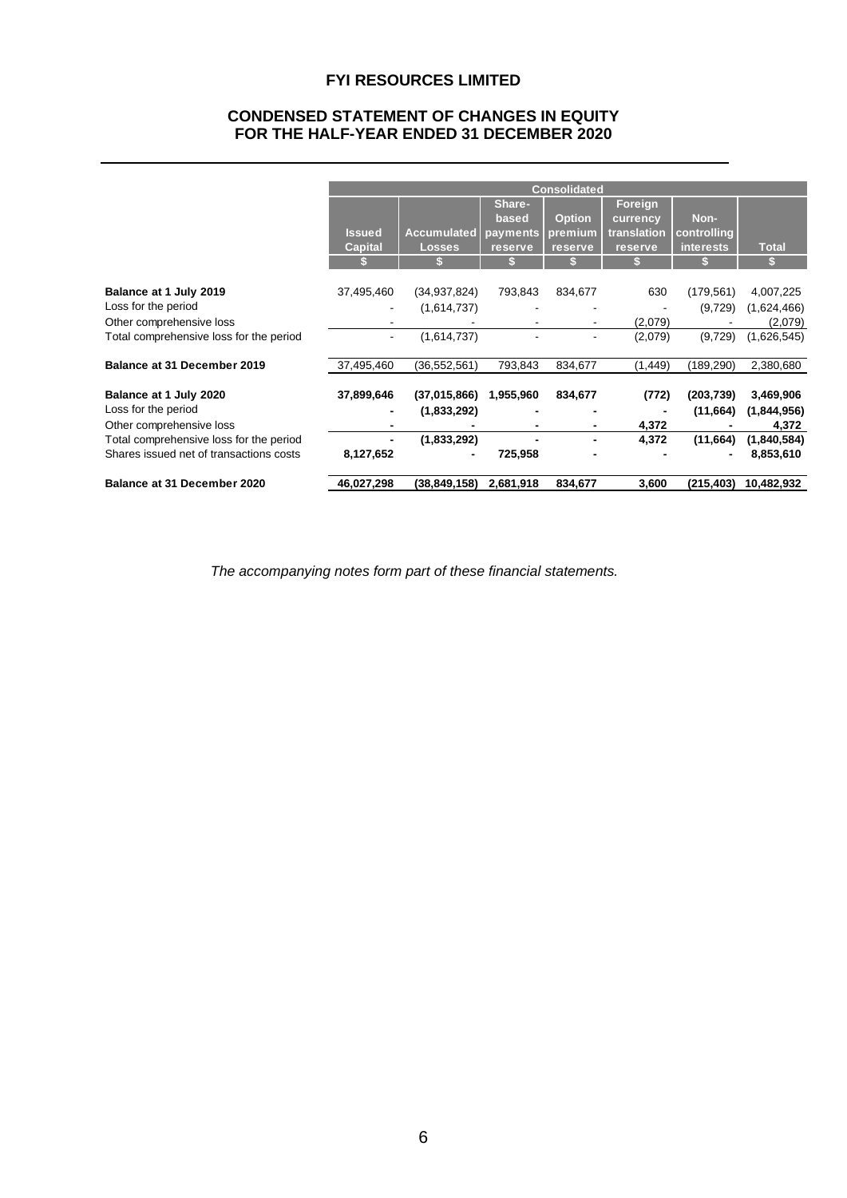# FYI RESOURCES LIMITED

## CONDENSED STATEMENT OF CHANGES IN EQUITY FOR THE HALF-YEAR ENDED 31 DECEMBER 2020

| | Consolidated | | | | | | |
|---|---|---|---|---|---|---|---|
| | Issued Capital | Accumulated Losses | Share-based payments reserve | Option premium reserve | Foreign currency translation reserve | Non-controlling interests | Total |
| | $ | $ | $ | $ | $ | $ | $ |
| **Balance at 1 July 2019** | 37,495,460 | (34,937,824) | 793,843 | 834,677 | 630 | (179,561) | 4,007,225 |
| Loss for the period | - | (1,614,737) | - | - | - | (9,729) | (1,624,466) |
| Other comprehensive loss | - | - | - | - | (2,079) | - | (2,079) |
| Total comprehensive loss for the period | - | (1,614,737) | - | - | (2,079) | (9,729) | (1,626,545) |
| **Balance at 31 December 2019** | 37,495,460 | (36,552,561) | 793,843 | 834,677 | (1,449) | (189,290) | 2,380,680 |
| **Balance at 1 July 2020** | **37,899,646** | **(37,015,866)** | **1,955,960** | **834,677** | **(772)** | **(203,739)** | **3,469,906** |
| Loss for the period | **-** | **(1,833,292)** | **-** | **-** | **-** | **(11,664)** | **(1,844,956)** |
| Other comprehensive loss | **-** | **-** | **-** | **-** | **4,372** | **-** | **4,372** |
| Total comprehensive loss for the period | **-** | **(1,833,292)** | **-** | **-** | **4,372** | **(11,664)** | **(1,840,584)** |
| Shares issued net of transactions costs | **8,127,652** | **-** | **725,958** | **-** | **-** | **-** | **8,853,610** |
| **Balance at 31 December 2020** | **46,027,298** | **(38,849,158)** | **2,681,918** | **834,677** | **3,600** | **(215,403)** | **10,482,932** |

*The accompanying notes form part of these financial statements.*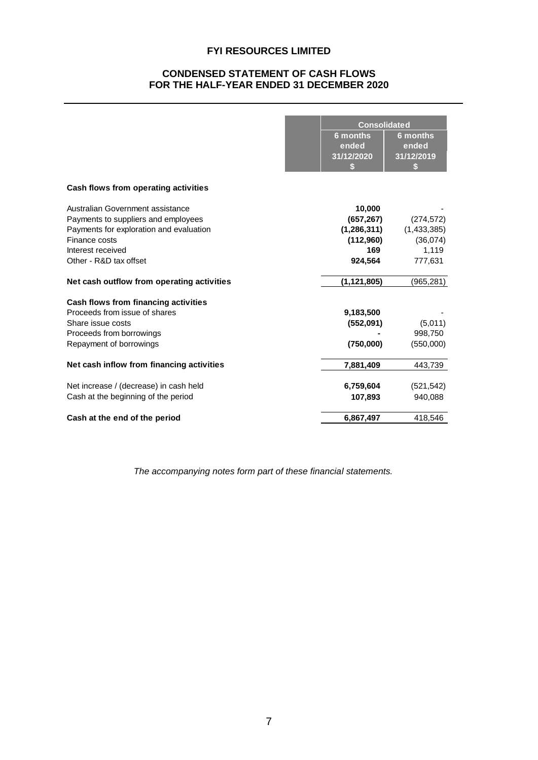# FYI RESOURCES LIMITED

## CONDENSED STATEMENT OF CASH FLOWS FOR THE HALF-YEAR ENDED 31 DECEMBER 2020

| | Consolidated | |
|---|---|---|
| | 6 months ended 31/12/2020 $ | 6 months ended 31/12/2019 $ |
| **Cash flows from operating activities** | | |
| Australian Government assistance | **10,000** | - |
| Payments to suppliers and employees | **(657,267)** | (274,572) |
| Payments for exploration and evaluation | **(1,286,311)** | (1,433,385) |
| Finance costs | **(112,960)** | (36,074) |
| Interest received | **169** | 1,119 |
| Other - R&D tax offset | **924,564** | 777,631 |
| **Net cash outflow from operating activities** | **(1,121,805)** | (965,281) |
| **Cash flows from financing activities** | | |
| Proceeds from issue of shares | **9,183,500** | - |
| Share issue costs | **(552,091)** | (5,011) |
| Proceeds from borrowings | **-** | 998,750 |
| Repayment of borrowings | **(750,000)** | (550,000) |
| **Net cash inflow from financing activities** | **7,881,409** | 443,739 |
| Net increase / (decrease) in cash held | **6,759,604** | (521,542) |
| Cash at the beginning of the period | **107,893** | 940,088 |
| **Cash at the end of the period** | **6,867,497** | 418,546 |

*The accompanying notes form part of these financial statements.*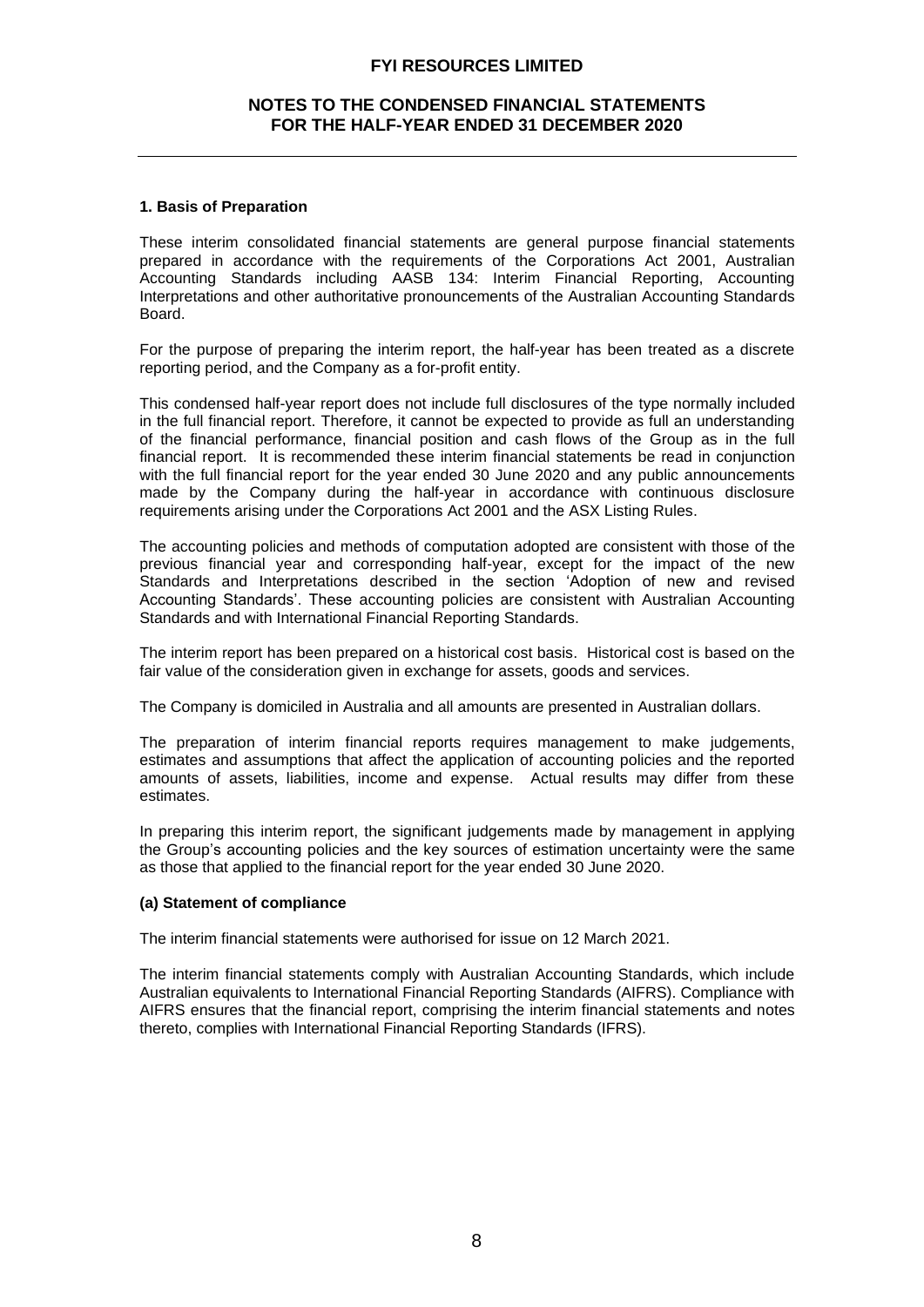## 1. Basis of Preparation

These interim consolidated financial statements are general purpose financial statements prepared in accordance with the requirements of the Corporations Act 2001, Australian Accounting Standards including AASB 134: Interim Financial Reporting, Accounting Interpretations and other authoritative pronouncements of the Australian Accounting Standards Board.

For the purpose of preparing the interim report, the half-year has been treated as a discrete reporting period, and the Company as a for-profit entity.

This condensed half-year report does not include full disclosures of the type normally included in the full financial report. Therefore, it cannot be expected to provide as full an understanding of the financial performance, financial position and cash flows of the Group as in the full financial report. It is recommended these interim financial statements be read in conjunction with the full financial report for the year ended 30 June 2020 and any public announcements made by the Company during the half-year in accordance with continuous disclosure requirements arising under the Corporations Act 2001 and the ASX Listing Rules.

The accounting policies and methods of computation adopted are consistent with those of the previous financial year and corresponding half-year, except for the impact of the new Standards and Interpretations described in the section 'Adoption of new and revised Accounting Standards'. These accounting policies are consistent with Australian Accounting Standards and with International Financial Reporting Standards.

The interim report has been prepared on a historical cost basis. Historical cost is based on the fair value of the consideration given in exchange for assets, goods and services.

The Company is domiciled in Australia and all amounts are presented in Australian dollars.

The preparation of interim financial reports requires management to make judgements, estimates and assumptions that affect the application of accounting policies and the reported amounts of assets, liabilities, income and expense. Actual results may differ from these estimates.

In preparing this interim report, the significant judgements made by management in applying the Group's accounting policies and the key sources of estimation uncertainty were the same as those that applied to the financial report for the year ended 30 June 2020.

### (a) Statement of compliance

The interim financial statements were authorised for issue on 12 March 2021.

The interim financial statements comply with Australian Accounting Standards, which include Australian equivalents to International Financial Reporting Standards (AIFRS). Compliance with AIFRS ensures that the financial report, comprising the interim financial statements and notes thereto, complies with International Financial Reporting Standards (IFRS).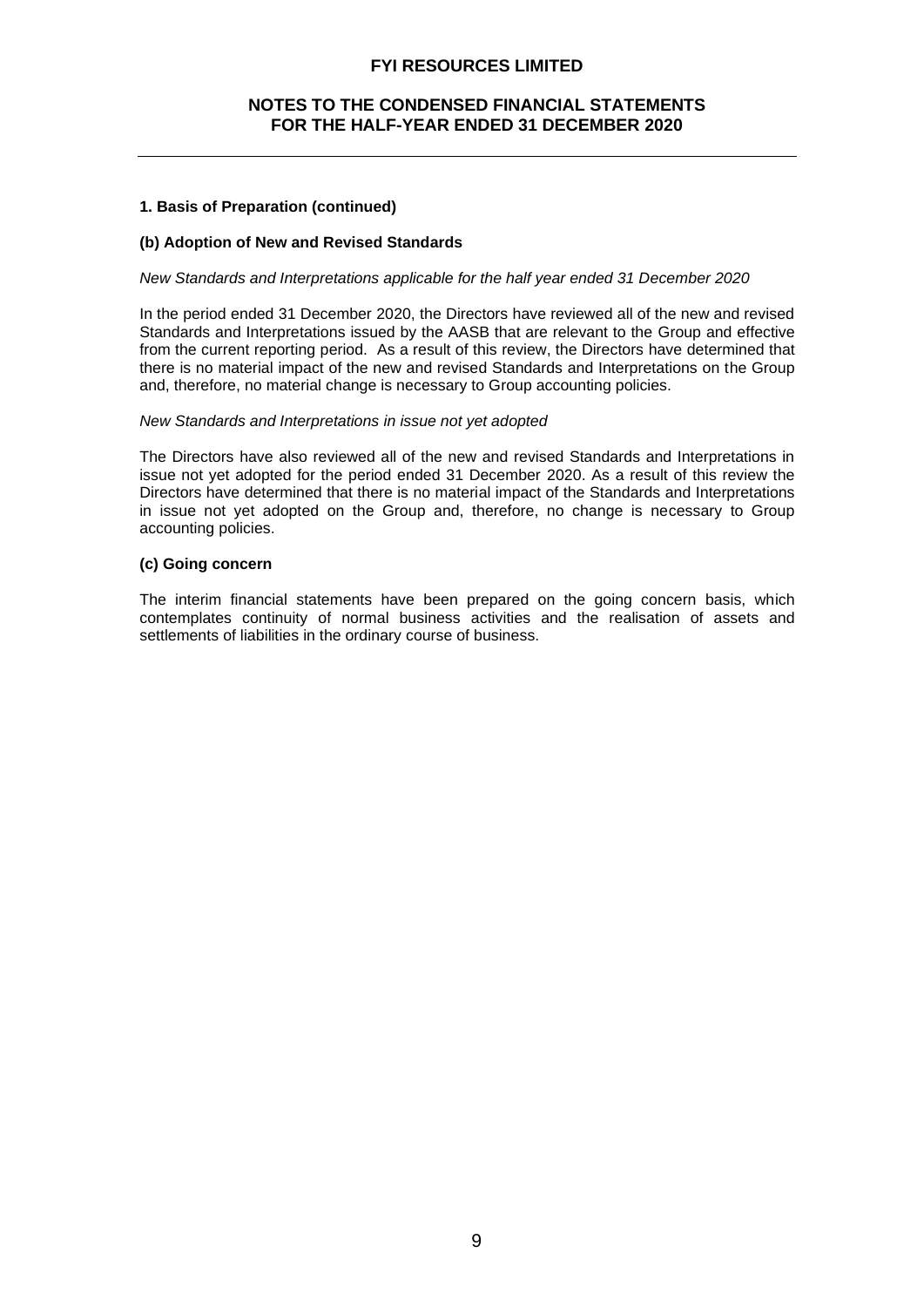**1. Basis of Preparation (continued)**

**(b) Adoption of New and Revised Standards**

*New Standards and Interpretations applicable for the half year ended 31 December 2020*

In the period ended 31 December 2020, the Directors have reviewed all of the new and revised Standards and Interpretations issued by the AASB that are relevant to the Group and effective from the current reporting period. As a result of this review, the Directors have determined that there is no material impact of the new and revised Standards and Interpretations on the Group and, therefore, no material change is necessary to Group accounting policies.

*New Standards and Interpretations in issue not yet adopted*

The Directors have also reviewed all of the new and revised Standards and Interpretations in issue not yet adopted for the period ended 31 December 2020. As a result of this review the Directors have determined that there is no material impact of the Standards and Interpretations in issue not yet adopted on the Group and, therefore, no change is necessary to Group accounting policies.

**(c) Going concern**

The interim financial statements have been prepared on the going concern basis, which contemplates continuity of normal business activities and the realisation of assets and settlements of liabilities in the ordinary course of business.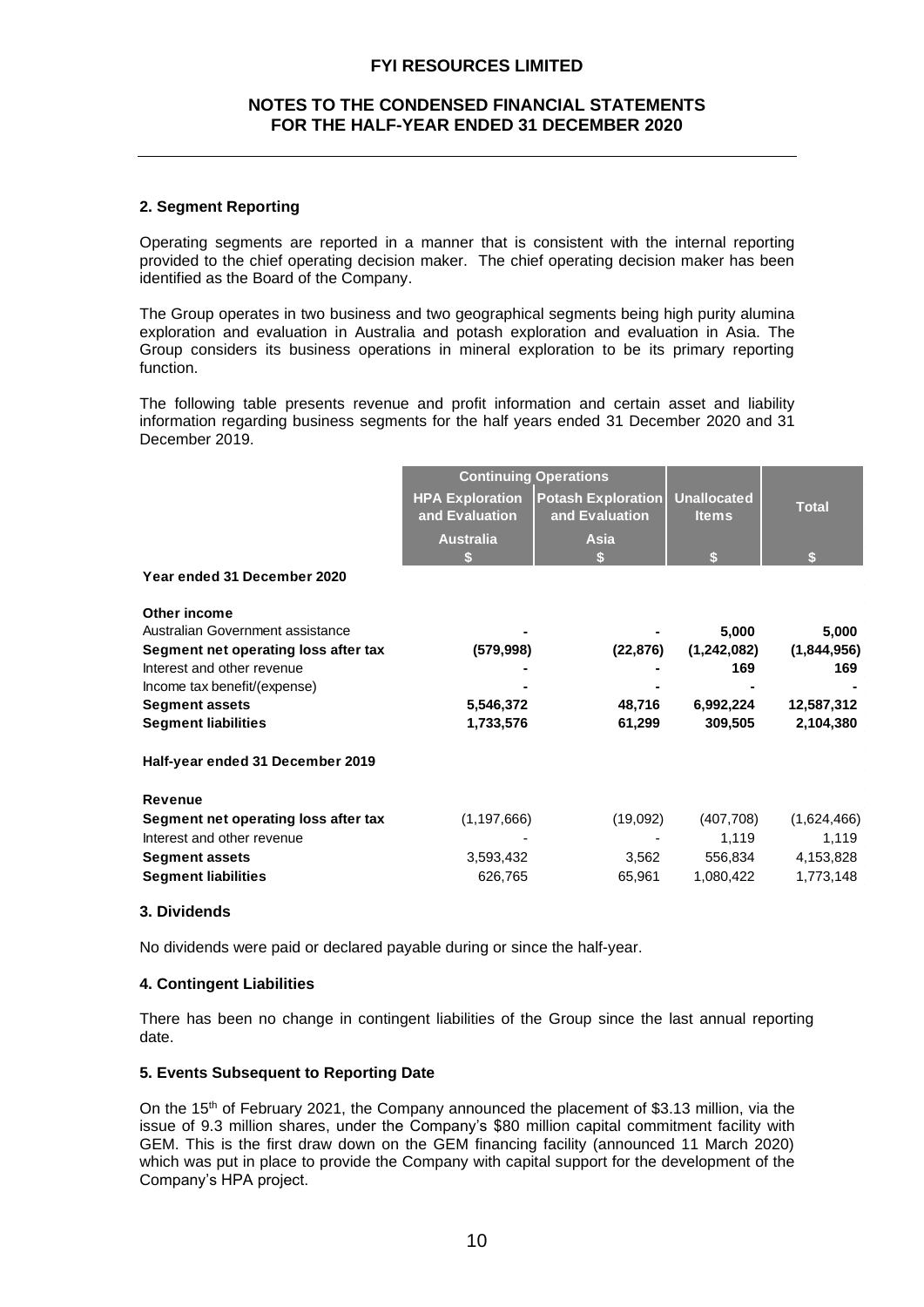## 2. Segment Reporting

Operating segments are reported in a manner that is consistent with the internal reporting provided to the chief operating decision maker. The chief operating decision maker has been identified as the Board of the Company.

The Group operates in two business and two geographical segments being high purity alumina exploration and evaluation in Australia and potash exploration and evaluation in Asia. The Group considers its business operations in mineral exploration to be its primary reporting function.

The following table presents revenue and profit information and certain asset and liability information regarding business segments for the half years ended 31 December 2020 and 31 December 2019.

| | Continuing Operations | | | |
|---|---|---|---|---|
| | HPA Exploration and Evaluation | Potash Exploration and Evaluation | Unallocated Items | Total |
| | Australia | Asia | | |
| | $ | $ | $ | $ |
| **Year ended 31 December 2020** | | | | |
| **Other income** | | | | |
| Australian Government assistance | - | - | 5,000 | 5,000 |
| **Segment net operating loss after tax** | (579,998) | (22,876) | (1,242,082) | (1,844,956) |
| Interest and other revenue | - | - | 169 | 169 |
| Income tax benefit/(expense) | - | - | - | - |
| **Segment assets** | 5,546,372 | 48,716 | 6,992,224 | 12,587,312 |
| **Segment liabilities** | 1,733,576 | 61,299 | 309,505 | 2,104,380 |
| **Half-year ended 31 December 2019** | | | | |
| **Revenue** | | | | |
| **Segment net operating loss after tax** | (1,197,666) | (19,092) | (407,708) | (1,624,466) |
| Interest and other revenue | - | - | 1,119 | 1,119 |
| **Segment assets** | 3,593,432 | 3,562 | 556,834 | 4,153,828 |
| **Segment liabilities** | 626,765 | 65,961 | 1,080,422 | 1,773,148 |

## 3. Dividends

No dividends were paid or declared payable during or since the half-year.

## 4. Contingent Liabilities

There has been no change in contingent liabilities of the Group since the last annual reporting date.

## 5. Events Subsequent to Reporting Date

On the 15th of February 2021, the Company announced the placement of $3.13 million, via the issue of 9.3 million shares, under the Company's $80 million capital commitment facility with GEM. This is the first draw down on the GEM financing facility (announced 11 March 2020) which was put in place to provide the Company with capital support for the development of the Company's HPA project.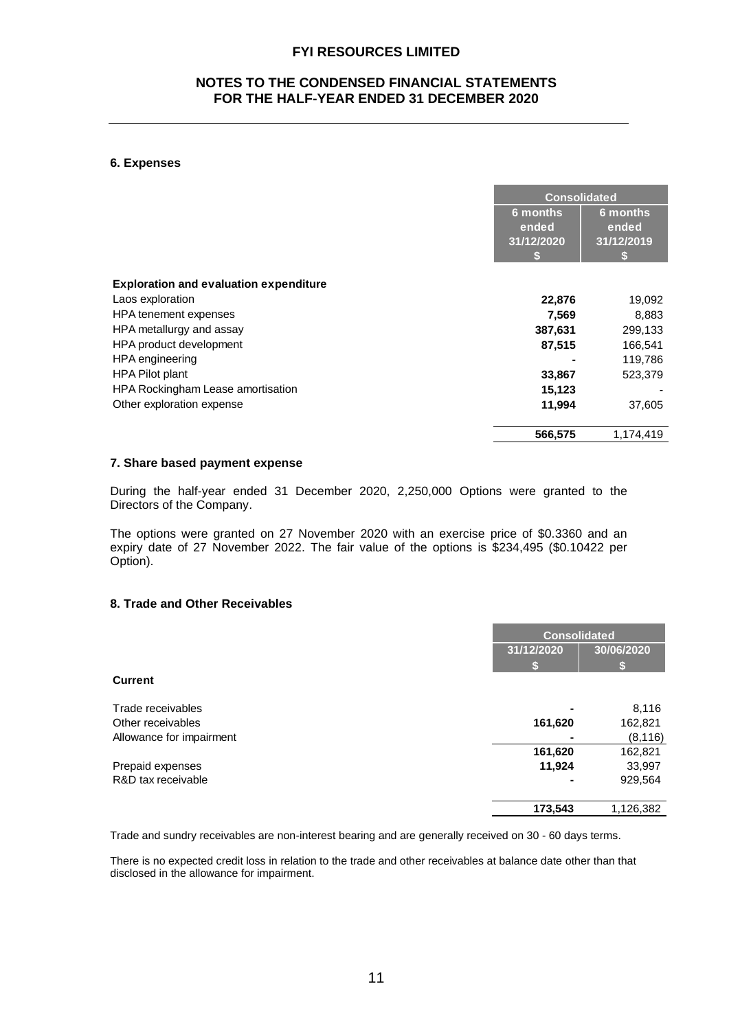FYI RESOURCES LIMITED

NOTES TO THE CONDENSED FINANCIAL STATEMENTS
FOR THE HALF-YEAR ENDED 31 DECEMBER 2020

### 6. Expenses

| | Consolidated | |
|---|---|---|
| | 6 months ended 31/12/2020 $ | 6 months ended 31/12/2019 $ |
| **Exploration and evaluation expenditure** | | |
| Laos exploration | **22,876** | 19,092 |
| HPA tenement expenses | **7,569** | 8,883 |
| HPA metallurgy and assay | **387,631** | 299,133 |
| HPA product development | **87,515** | 166,541 |
| HPA engineering | **-** | 119,786 |
| HPA Pilot plant | **33,867** | 523,379 |
| HPA Rockingham Lease amortisation | **15,123** | - |
| Other exploration expense | **11,994** | 37,605 |
| | **566,575** | 1,174,419 |

### 7. Share based payment expense

During the half-year ended 31 December 2020, 2,250,000 Options were granted to the Directors of the Company.

The options were granted on 27 November 2020 with an exercise price of $0.3360 and an expiry date of 27 November 2022. The fair value of the options is $234,495 ($0.10422 per Option).

### 8. Trade and Other Receivables

| | Consolidated | |
|---|---|---|
| | 31/12/2020 $ | 30/06/2020 $ |
| **Current** | | |
| Trade receivables | **-** | 8,116 |
| Other receivables | **161,620** | 162,821 |
| Allowance for impairment | **-** | (8,116) |
| | **161,620** | 162,821 |
| Prepaid expenses | **11,924** | 33,997 |
| R&D tax receivable | **-** | 929,564 |
| | **173,543** | 1,126,382 |

Trade and sundry receivables are non-interest bearing and are generally received on 30 - 60 days terms.

There is no expected credit loss in relation to the trade and other receivables at balance date other than that disclosed in the allowance for impairment.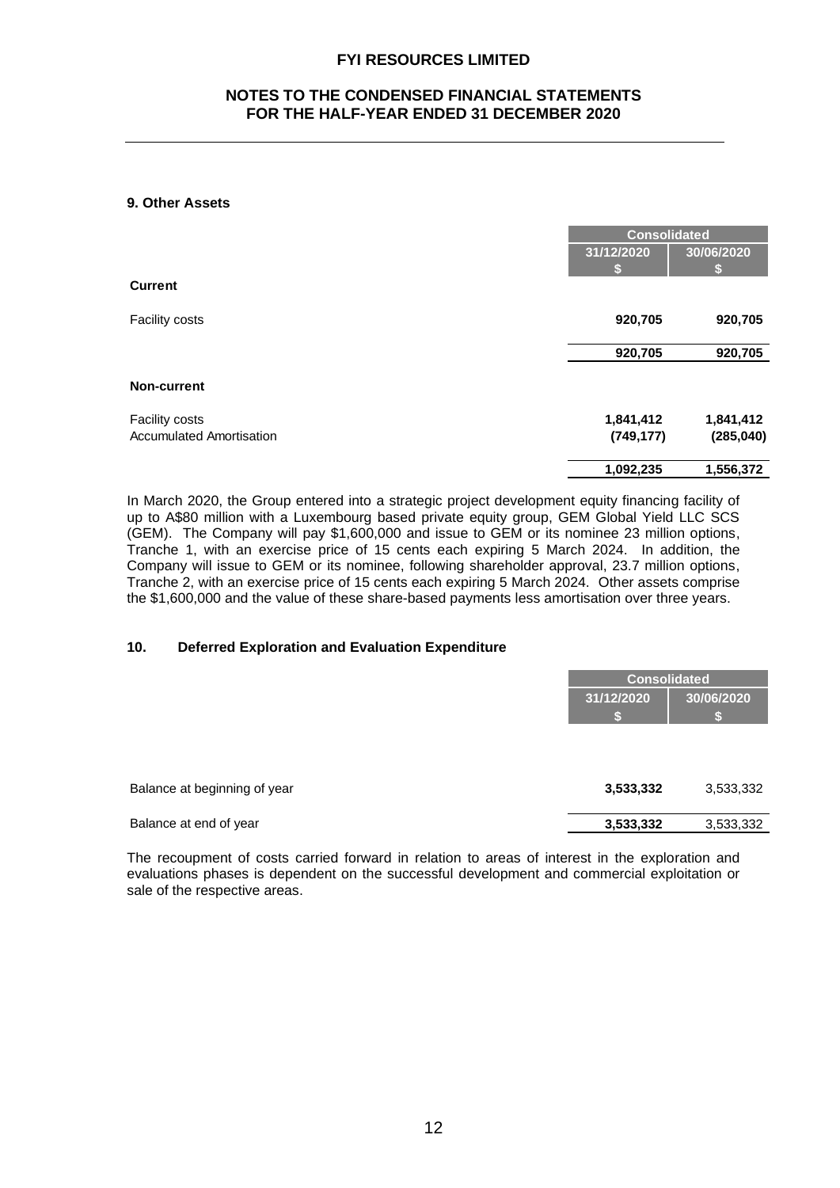### 9. Other Assets

| | Consolidated | |
|---|---|---|
| | 31/12/2020 $ | 30/06/2020 $ |
| **Current** | | |
| Facility costs | **920,705** | **920,705** |
| | **920,705** | **920,705** |
| **Non-current** | | |
| Facility costs | **1,841,412** | **1,841,412** |
| Accumulated Amortisation | **(749,177)** | **(285,040)** |
| | **1,092,235** | **1,556,372** |

In March 2020, the Group entered into a strategic project development equity financing facility of up to A$80 million with a Luxembourg based private equity group, GEM Global Yield LLC SCS (GEM). The Company will pay $1,600,000 and issue to GEM or its nominee 23 million options, Tranche 1, with an exercise price of 15 cents each expiring 5 March 2024. In addition, the Company will issue to GEM or its nominee, following shareholder approval, 23.7 million options, Tranche 2, with an exercise price of 15 cents each expiring 5 March 2024. Other assets comprise the $1,600,000 and the value of these share-based payments less amortisation over three years.

### 10. Deferred Exploration and Evaluation Expenditure

| | Consolidated | |
|---|---|---|
| | 31/12/2020 $ | 30/06/2020 $ |
| Balance at beginning of year | **3,533,332** | 3,533,332 |
| Balance at end of year | **3,533,332** | 3,533,332 |

The recoupment of costs carried forward in relation to areas of interest in the exploration and evaluations phases is dependent on the successful development and commercial exploitation or sale of the respective areas.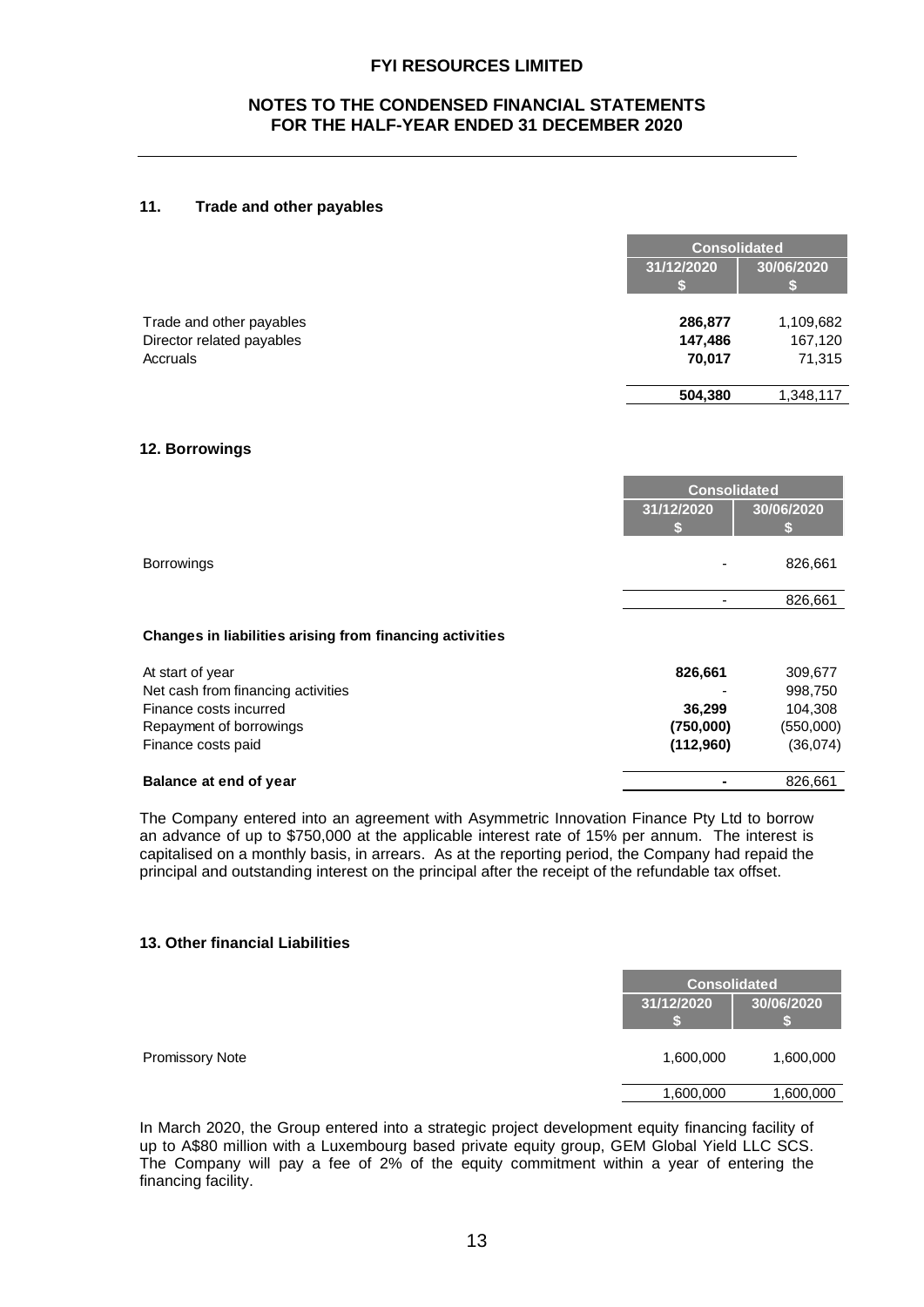## 11. Trade and other payables

| | Consolidated | |
|---|---|---|
| | 31/12/2020 $ | 30/06/2020 $ |
| Trade and other payables | **286,877** | 1,109,682 |
| Director related payables | **147,486** | 167,120 |
| Accruals | **70,017** | 71,315 |
| | **504,380** | 1,348,117 |

## 12. Borrowings

| | Consolidated | |
|---|---|---|
| | 31/12/2020 $ | 30/06/2020 $ |
| Borrowings | - | 826,661 |
| | - | 826,661 |
| **Changes in liabilities arising from financing activities** | | |
| At start of year | **826,661** | 309,677 |
| Net cash from financing activities | - | 998,750 |
| Finance costs incurred | **36,299** | 104,308 |
| Repayment of borrowings | **(750,000)** | (550,000) |
| Finance costs paid | **(112,960)** | (36,074) |
| **Balance at end of year** | **-** | 826,661 |

The Company entered into an agreement with Asymmetric Innovation Finance Pty Ltd to borrow an advance of up to $750,000 at the applicable interest rate of 15% per annum. The interest is capitalised on a monthly basis, in arrears. As at the reporting period, the Company had repaid the principal and outstanding interest on the principal after the receipt of the refundable tax offset.

## 13. Other financial Liabilities

| | Consolidated | |
|---|---|---|
| | 31/12/2020 $ | 30/06/2020 $ |
| Promissory Note | 1,600,000 | 1,600,000 |
| | 1,600,000 | 1,600,000 |

In March 2020, the Group entered into a strategic project development equity financing facility of up to A$80 million with a Luxembourg based private equity group, GEM Global Yield LLC SCS. The Company will pay a fee of 2% of the equity commitment within a year of entering the financing facility.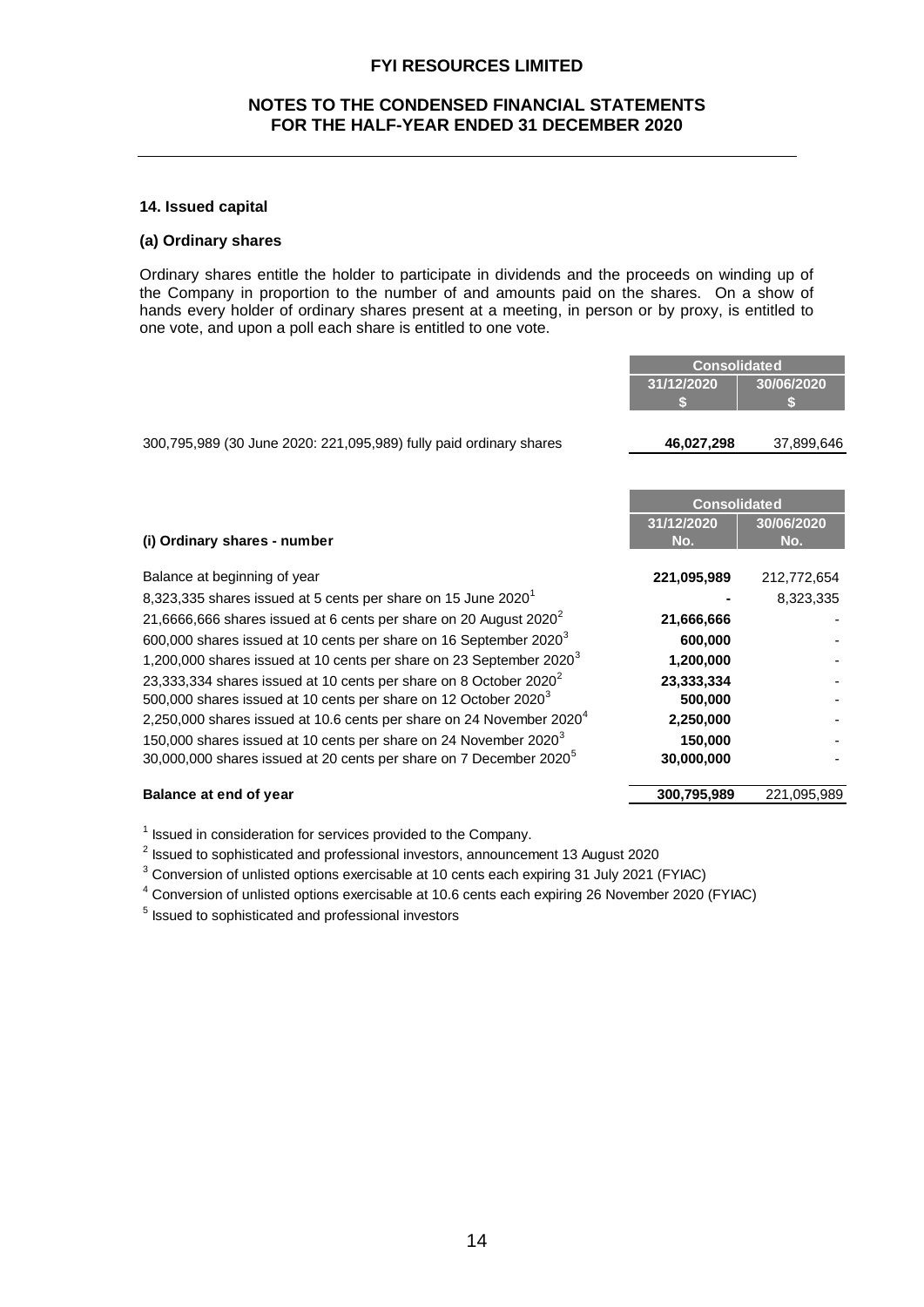## 14. Issued capital

### (a) Ordinary shares

Ordinary shares entitle the holder to participate in dividends and the proceeds on winding up of the Company in proportion to the number of and amounts paid on the shares. On a show of hands every holder of ordinary shares present at a meeting, in person or by proxy, is entitled to one vote, and upon a poll each share is entitled to one vote.

| | Consolidated | |
|---|---|---|
| | 31/12/2020<br>$ | 30/06/2020<br>$ |
| 300,795,989 (30 June 2020: 221,095,989) fully paid ordinary shares | **46,027,298** | 37,899,646 |

| | Consolidated | |
|---|---|---|
| **(i) Ordinary shares - number** | 31/12/2020<br>No. | 30/06/2020<br>No. |
| Balance at beginning of year | **221,095,989** | 212,772,654 |
| 8,323,335 shares issued at 5 cents per share on 15 June 2020[1] | **-** | 8,323,335 |
| 21,6666,666 shares issued at 6 cents per share on 20 August 2020[2] | **21,666,666** | - |
| 600,000 shares issued at 10 cents per share on 16 September 2020[3] | **600,000** | - |
| 1,200,000 shares issued at 10 cents per share on 23 September 2020[3] | **1,200,000** | - |
| 23,333,334 shares issued at 10 cents per share on 8 October 2020[2] | **23,333,334** | - |
| 500,000 shares issued at 10 cents per share on 12 October 2020[3] | **500,000** | - |
| 2,250,000 shares issued at 10.6 cents per share on 24 November 2020[4] | **2,250,000** | - |
| 150,000 shares issued at 10 cents per share on 24 November 2020[3] | **150,000** | - |
| 30,000,000 shares issued at 20 cents per share on 7 December 2020[5] | **30,000,000** | - |
| **Balance at end of year** | **300,795,989** | 221,095,989 |

[1] Issued in consideration for services provided to the Company.

[2] Issued to sophisticated and professional investors, announcement 13 August 2020

[3] Conversion of unlisted options exercisable at 10 cents each expiring 31 July 2021 (FYIAC)

[4] Conversion of unlisted options exercisable at 10.6 cents each expiring 26 November 2020 (FYIAC)

[5] Issued to sophisticated and professional investors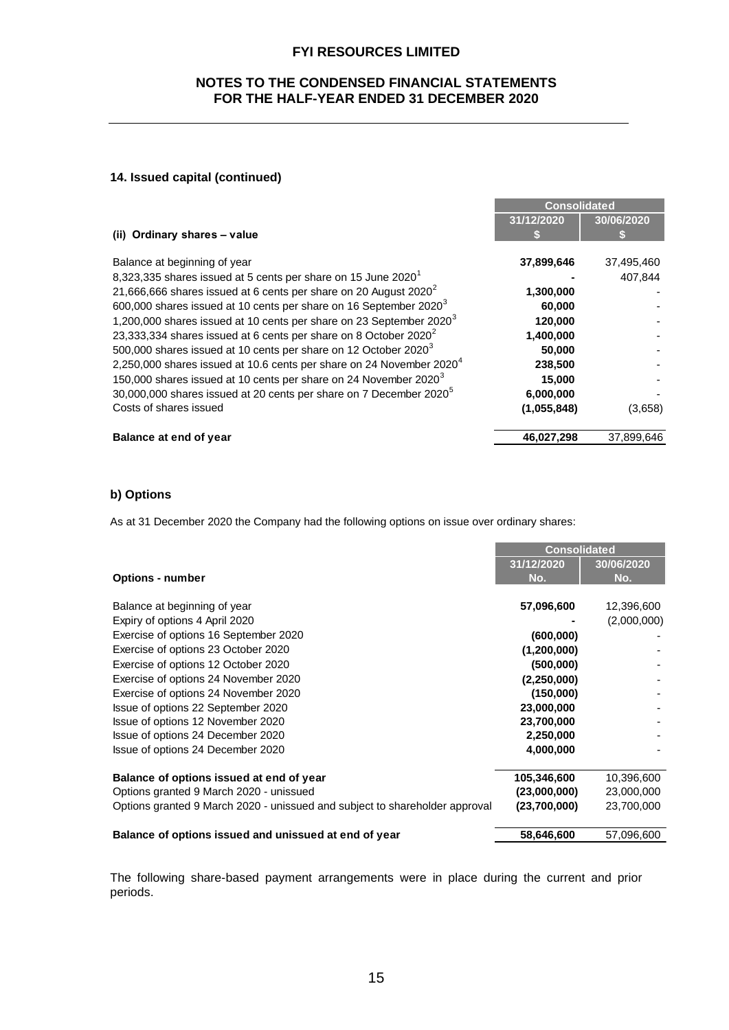### 14. Issued capital (continued)

| (ii) Ordinary shares – value | Consolidated 31/12/2020 $ | Consolidated 30/06/2020 $ |
|---|---|---|
| Balance at beginning of year | **37,899,646** | 37,495,460 |
| 8,323,335 shares issued at 5 cents per share on 15 June 2020[1] | **-** | 407,844 |
| 21,666,666 shares issued at 6 cents per share on 20 August 2020[2] | **1,300,000** | - |
| 600,000 shares issued at 10 cents per share on 16 September 2020[3] | **60,000** | - |
| 1,200,000 shares issued at 10 cents per share on 23 September 2020[3] | **120,000** | - |
| 23,333,334 shares issued at 6 cents per share on 8 October 2020[2] | **1,400,000** | - |
| 500,000 shares issued at 10 cents per share on 12 October 2020[3] | **50,000** | - |
| 2,250,000 shares issued at 10.6 cents per share on 24 November 2020[4] | **238,500** | - |
| 150,000 shares issued at 10 cents per share on 24 November 2020[3] | **15,000** | - |
| 30,000,000 shares issued at 20 cents per share on 7 December 2020[5] | **6,000,000** | - |
| Costs of shares issued | **(1,055,848)** | (3,658) |
| **Balance at end of year** | **46,027,298** | 37,899,646 |

### b) Options

As at 31 December 2020 the Company had the following options on issue over ordinary shares:

| Options - number | Consolidated 31/12/2020 No. | Consolidated 30/06/2020 No. |
|---|---|---|
| Balance at beginning of year | **57,096,600** | 12,396,600 |
| Expiry of options 4 April 2020 | **-** | (2,000,000) |
| Exercise of options 16 September 2020 | **(600,000)** | - |
| Exercise of options 23 October 2020 | **(1,200,000)** | - |
| Exercise of options 12 October 2020 | **(500,000)** | - |
| Exercise of options 24 November 2020 | **(2,250,000)** | - |
| Exercise of options 24 November 2020 | **(150,000)** | - |
| Issue of options 22 September 2020 | **23,000,000** | - |
| Issue of options 12 November 2020 | **23,700,000** | - |
| Issue of options 24 December 2020 | **2,250,000** | - |
| Issue of options 24 December 2020 | **4,000,000** | - |
| **Balance of options issued at end of year** | **105,346,600** | 10,396,600 |
| Options granted 9 March 2020 - unissued | **(23,000,000)** | 23,000,000 |
| Options granted 9 March 2020 - unissued and subject to shareholder approval | **(23,700,000)** | 23,700,000 |
| **Balance of options issued and unissued at end of year** | **58,646,600** | 57,096,600 |

The following share-based payment arrangements were in place during the current and prior periods.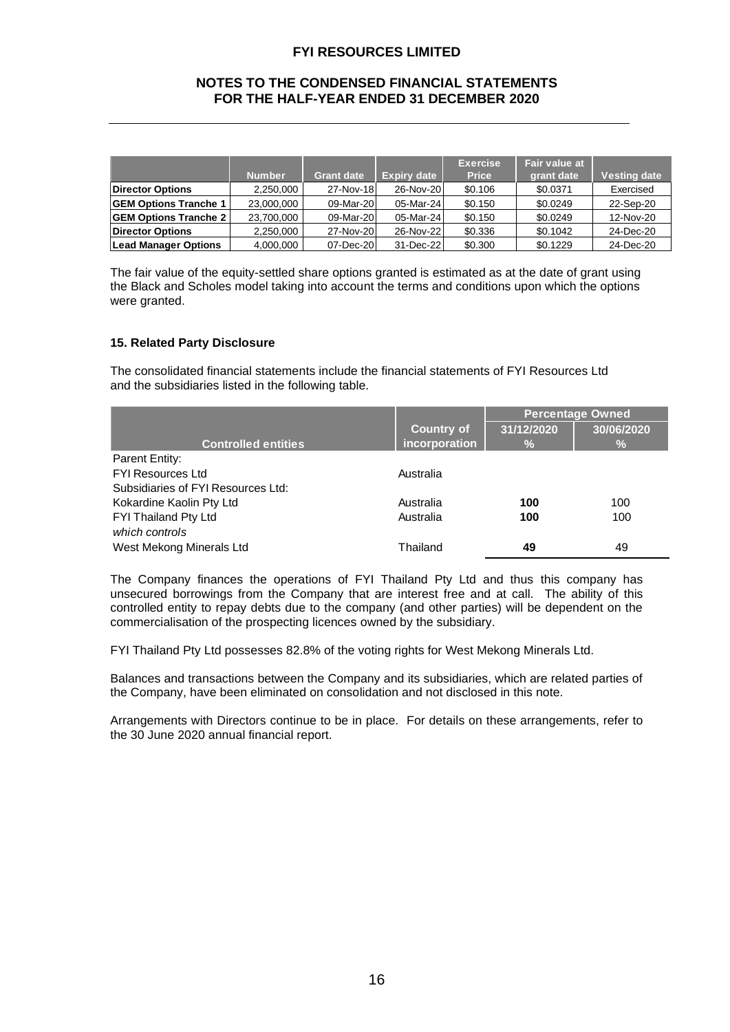| | Number | Grant date | Expiry date | Exercise Price | Fair value at grant date | Vesting date |
|---|---|---|---|---|---|---|
| **Director Options** | 2,250,000 | 27-Nov-18 | 26-Nov-20 | \$0.106 | \$0.0371 | Exercised |
| **GEM Options Tranche 1** | 23,000,000 | 09-Mar-20 | 05-Mar-24 | \$0.150 | \$0.0249 | 22-Sep-20 |
| **GEM Options Tranche 2** | 23,700,000 | 09-Mar-20 | 05-Mar-24 | \$0.150 | \$0.0249 | 12-Nov-20 |
| **Director Options** | 2,250,000 | 27-Nov-20 | 26-Nov-22 | \$0.336 | \$0.1042 | 24-Dec-20 |
| **Lead Manager Options** | 4,000,000 | 07-Dec-20 | 31-Dec-22 | \$0.300 | \$0.1229 | 24-Dec-20 |

The fair value of the equity-settled share options granted is estimated as at the date of grant using the Black and Scholes model taking into account the terms and conditions upon which the options were granted.

### 15. Related Party Disclosure

The consolidated financial statements include the financial statements of FYI Resources Ltd and the subsidiaries listed in the following table.

| | | Percentage Owned | |
|---|---|---|---|
| **Controlled entities** | **Country of incorporation** | **31/12/2020 %** | **30/06/2020 %** |
| Parent Entity: | | | |
| FYI Resources Ltd | Australia | | |
| Subsidiaries of FYI Resources Ltd: | | | |
| Kokardine Kaolin Pty Ltd | Australia | **100** | 100 |
| FYI Thailand Pty Ltd | Australia | **100** | 100 |
| *which controls* | | | |
| West Mekong Minerals Ltd | Thailand | **49** | 49 |

The Company finances the operations of FYI Thailand Pty Ltd and thus this company has unsecured borrowings from the Company that are interest free and at call. The ability of this controlled entity to repay debts due to the company (and other parties) will be dependent on the commercialisation of the prospecting licences owned by the subsidiary.

FYI Thailand Pty Ltd possesses 82.8% of the voting rights for West Mekong Minerals Ltd.

Balances and transactions between the Company and its subsidiaries, which are related parties of the Company, have been eliminated on consolidation and not disclosed in this note.

Arrangements with Directors continue to be in place. For details on these arrangements, refer to the 30 June 2020 annual financial report.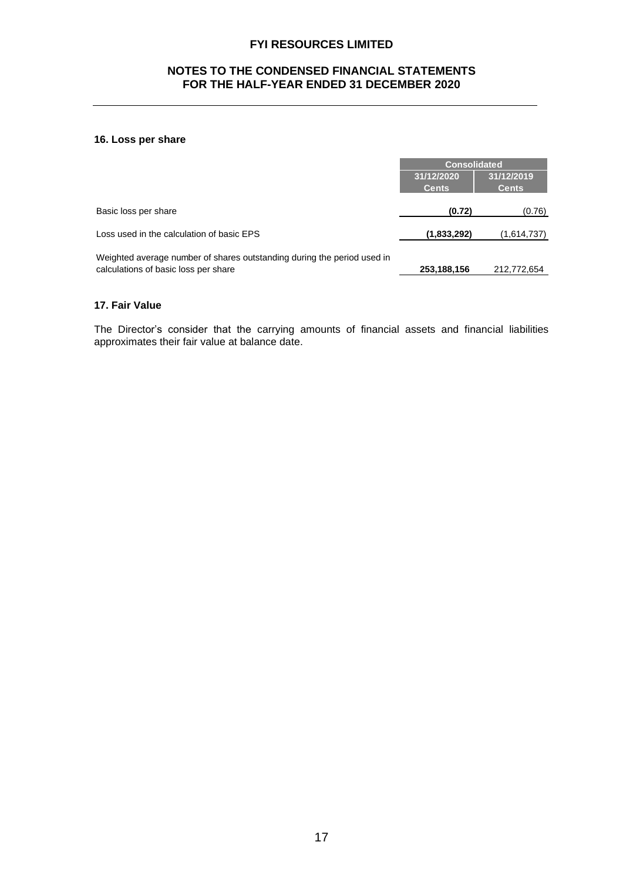# FYI RESOURCES LIMITED

## NOTES TO THE CONDENSED FINANCIAL STATEMENTS FOR THE HALF-YEAR ENDED 31 DECEMBER 2020

### 16. Loss per share

| | Consolidated | |
|---|---|---|
| | 31/12/2020 Cents | 31/12/2019 Cents |
| Basic loss per share | **(0.72)** | (0.76) |
| Loss used in the calculation of basic EPS | **(1,833,292)** | (1,614,737) |
| Weighted average number of shares outstanding during the period used in calculations of basic loss per share | **253,188,156** | 212,772,654 |

### 17. Fair Value

The Director's consider that the carrying amounts of financial assets and financial liabilities approximates their fair value at balance date.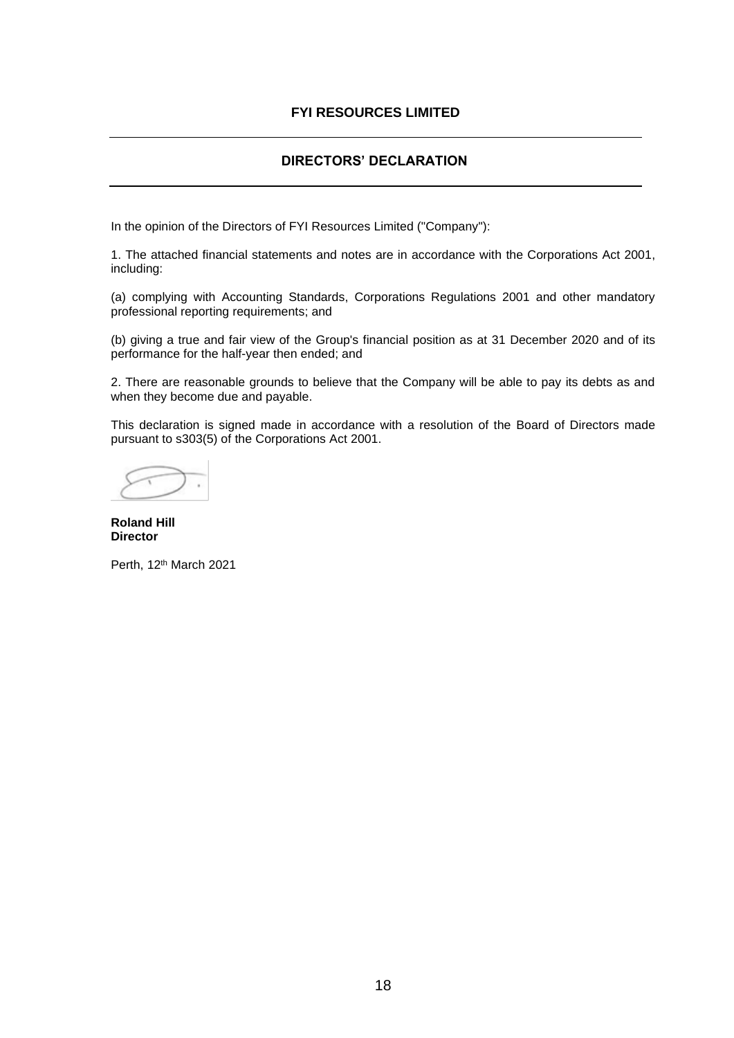**FYI RESOURCES LIMITED**

## DIRECTORS' DECLARATION

In the opinion of the Directors of FYI Resources Limited ("Company"):

1. The attached financial statements and notes are in accordance with the Corporations Act 2001, including:

(a) complying with Accounting Standards, Corporations Regulations 2001 and other mandatory professional reporting requirements; and

(b) giving a true and fair view of the Group's financial position as at 31 December 2020 and of its performance for the half-year then ended; and

2. There are reasonable grounds to believe that the Company will be able to pay its debts as and when they become due and payable.

This declaration is signed made in accordance with a resolution of the Board of Directors made pursuant to s303(5) of the Corporations Act 2001.

**Roland Hill**
**Director**

Perth, 12th March 2021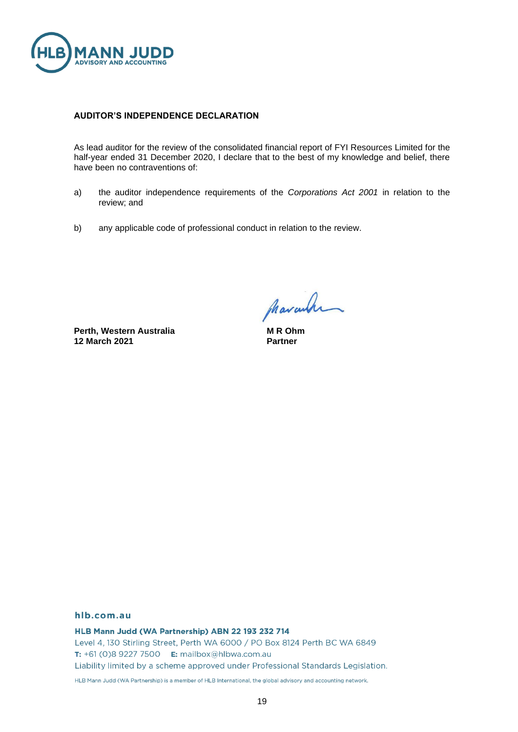**AUDITOR'S INDEPENDENCE DECLARATION**

As lead auditor for the review of the consolidated financial report of FYI Resources Limited for the half-year ended 31 December 2020, I declare that to the best of my knowledge and belief, there have been no contraventions of:

a) the auditor independence requirements of the *Corporations Act 2001* in relation to the review; and

b) any applicable code of professional conduct in relation to the review.

**Perth, Western Australia**
**12 March 2021**

**M R Ohm**
**Partner**

**hlb.com.au**

**HLB Mann Judd (WA Partnership) ABN 22 193 232 714**
Level 4, 130 Stirling Street, Perth WA 6000 / PO Box 8124 Perth BC WA 6849
**T:** +61 (0)8 9227 7500 **E:** mailbox@hlbwa.com.au
Liability limited by a scheme approved under Professional Standards Legislation.

HLB Mann Judd (WA Partnership) is a member of HLB International, the global advisory and accounting network.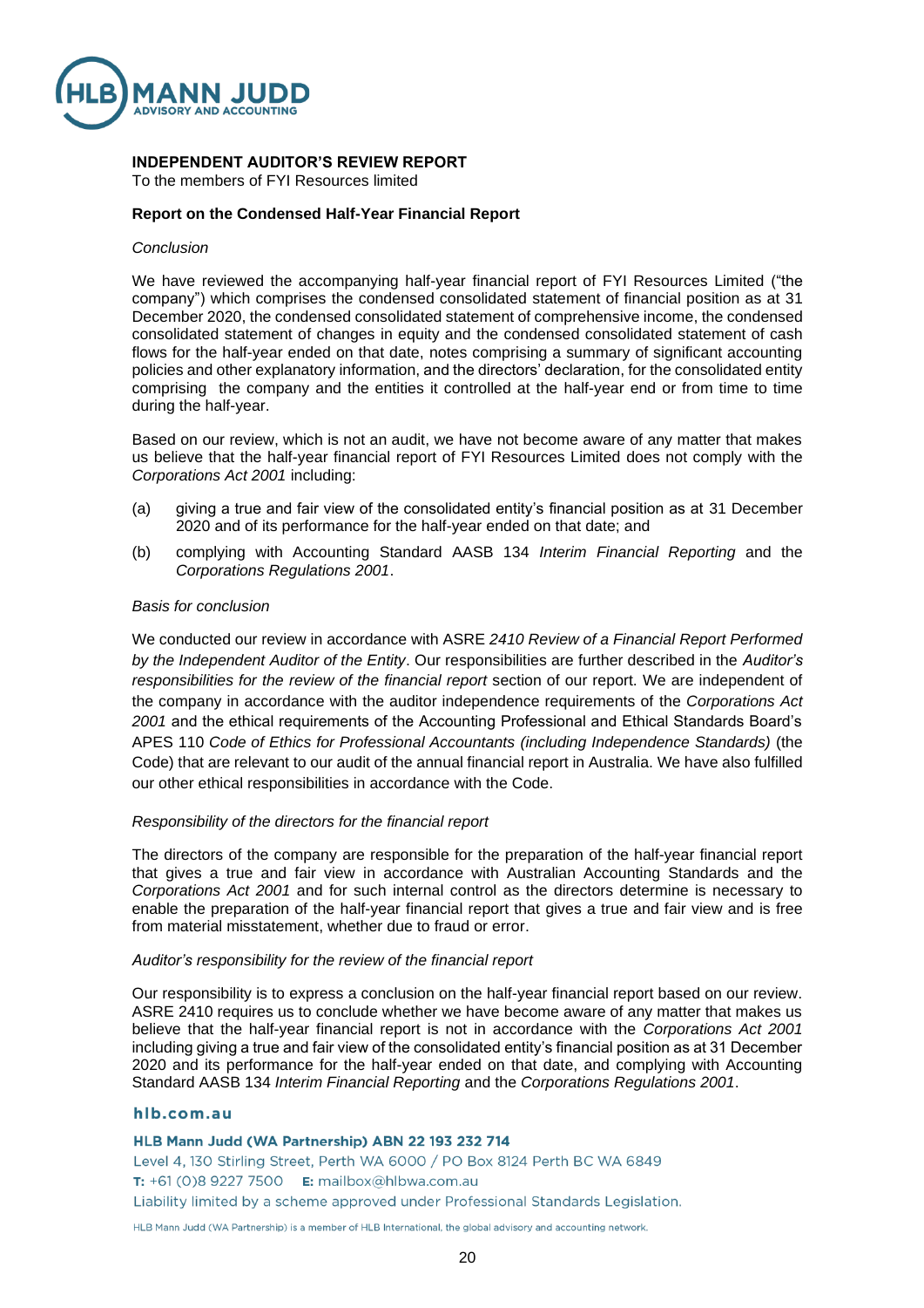# INDEPENDENT AUDITOR'S REVIEW REPORT

To the members of FYI Resources limited

## Report on the Condensed Half-Year Financial Report

*Conclusion*

We have reviewed the accompanying half-year financial report of FYI Resources Limited ("the company") which comprises the condensed consolidated statement of financial position as at 31 December 2020, the condensed consolidated statement of comprehensive income, the condensed consolidated statement of changes in equity and the condensed consolidated statement of cash flows for the half-year ended on that date, notes comprising a summary of significant accounting policies and other explanatory information, and the directors' declaration, for the consolidated entity comprising the company and the entities it controlled at the half-year end or from time to time during the half-year.

Based on our review, which is not an audit, we have not become aware of any matter that makes us believe that the half-year financial report of FYI Resources Limited does not comply with the *Corporations Act 2001* including:

(a) giving a true and fair view of the consolidated entity's financial position as at 31 December 2020 and of its performance for the half-year ended on that date; and

(b) complying with Accounting Standard AASB 134 *Interim Financial Reporting* and the *Corporations Regulations 2001*.

*Basis for conclusion*

We conducted our review in accordance with ASRE *2410 Review of a Financial Report Performed by the Independent Auditor of the Entity*. Our responsibilities are further described in the *Auditor's responsibilities for the review of the financial report* section of our report. We are independent of the company in accordance with the auditor independence requirements of the *Corporations Act 2001* and the ethical requirements of the Accounting Professional and Ethical Standards Board's APES 110 *Code of Ethics for Professional Accountants (including Independence Standards)* (the Code) that are relevant to our audit of the annual financial report in Australia. We have also fulfilled our other ethical responsibilities in accordance with the Code.

*Responsibility of the directors for the financial report*

The directors of the company are responsible for the preparation of the half-year financial report that gives a true and fair view in accordance with Australian Accounting Standards and the *Corporations Act 2001* and for such internal control as the directors determine is necessary to enable the preparation of the half-year financial report that gives a true and fair view and is free from material misstatement, whether due to fraud or error.

*Auditor's responsibility for the review of the financial report*

Our responsibility is to express a conclusion on the half-year financial report based on our review. ASRE 2410 requires us to conclude whether we have become aware of any matter that makes us believe that the half-year financial report is not in accordance with the *Corporations Act 2001* including giving a true and fair view of the consolidated entity's financial position as at 31 December 2020 and its performance for the half-year ended on that date, and complying with Accounting Standard AASB 134 *Interim Financial Reporting* and the *Corporations Regulations 2001*.

**hlb.com.au**

**HLB Mann Judd (WA Partnership) ABN 22 193 232 714**
Level 4, 130 Stirling Street, Perth WA 6000 / PO Box 8124 Perth BC WA 6849
**T:** +61 (0)8 9227 7500 **E:** mailbox@hlbwa.com.au
Liability limited by a scheme approved under Professional Standards Legislation.

HLB Mann Judd (WA Partnership) is a member of HLB International, the global advisory and accounting network.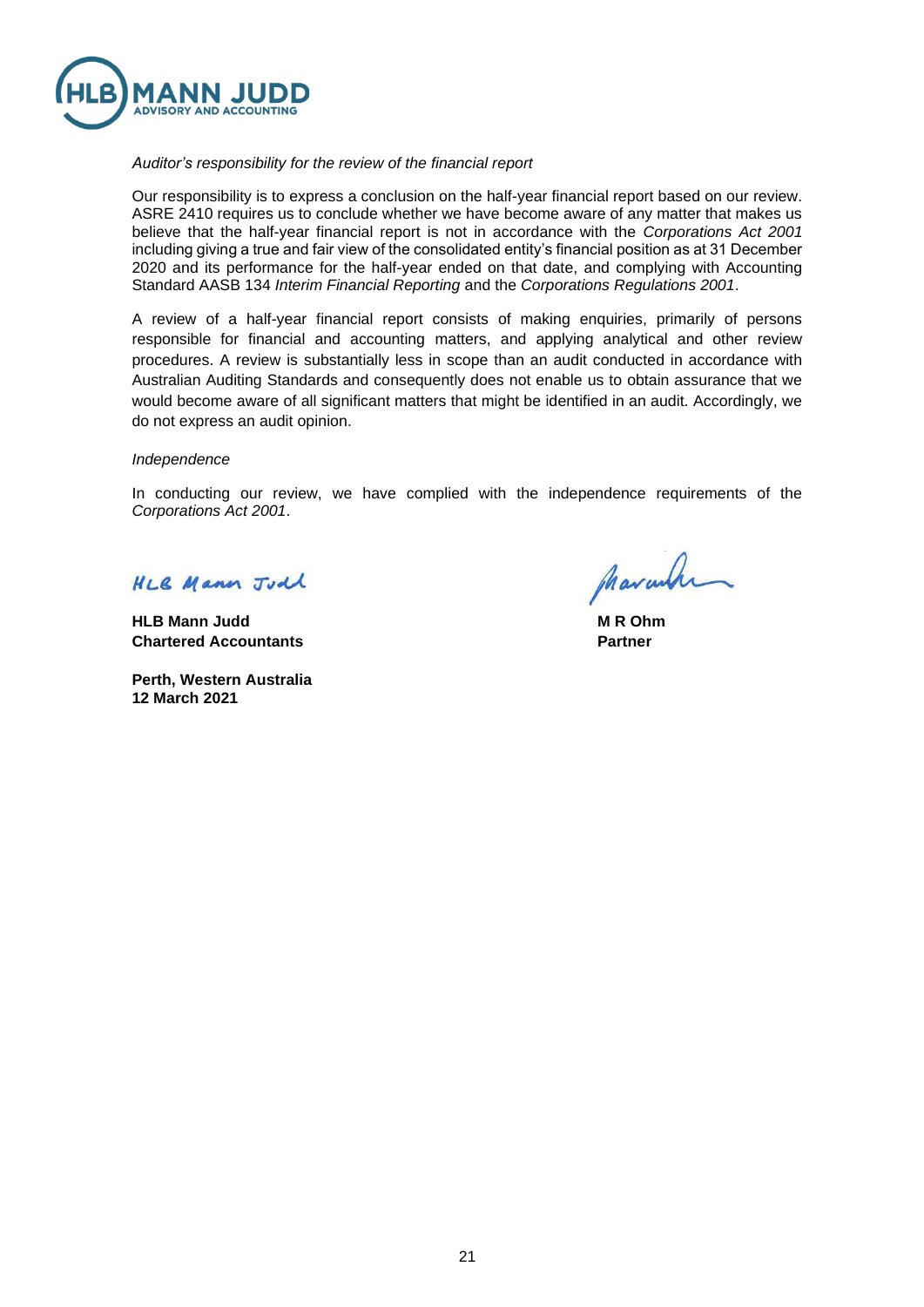*Auditor's responsibility for the review of the financial report*

Our responsibility is to express a conclusion on the half-year financial report based on our review. ASRE 2410 requires us to conclude whether we have become aware of any matter that makes us believe that the half-year financial report is not in accordance with the *Corporations Act 2001* including giving a true and fair view of the consolidated entity's financial position as at 31 December 2020 and its performance for the half-year ended on that date, and complying with Accounting Standard AASB 134 *Interim Financial Reporting* and the *Corporations Regulations 2001*.

A review of a half-year financial report consists of making enquiries, primarily of persons responsible for financial and accounting matters, and applying analytical and other review procedures. A review is substantially less in scope than an audit conducted in accordance with Australian Auditing Standards and consequently does not enable us to obtain assurance that we would become aware of all significant matters that might be identified in an audit. Accordingly, we do not express an audit opinion.

*Independence*

In conducting our review, we have complied with the independence requirements of the *Corporations Act 2001*.

HLB Mann Judd

**HLB Mann Judd**
**Chartered Accountants**

**Perth, Western Australia**
**12 March 2021**

**M R Ohm**
**Partner**